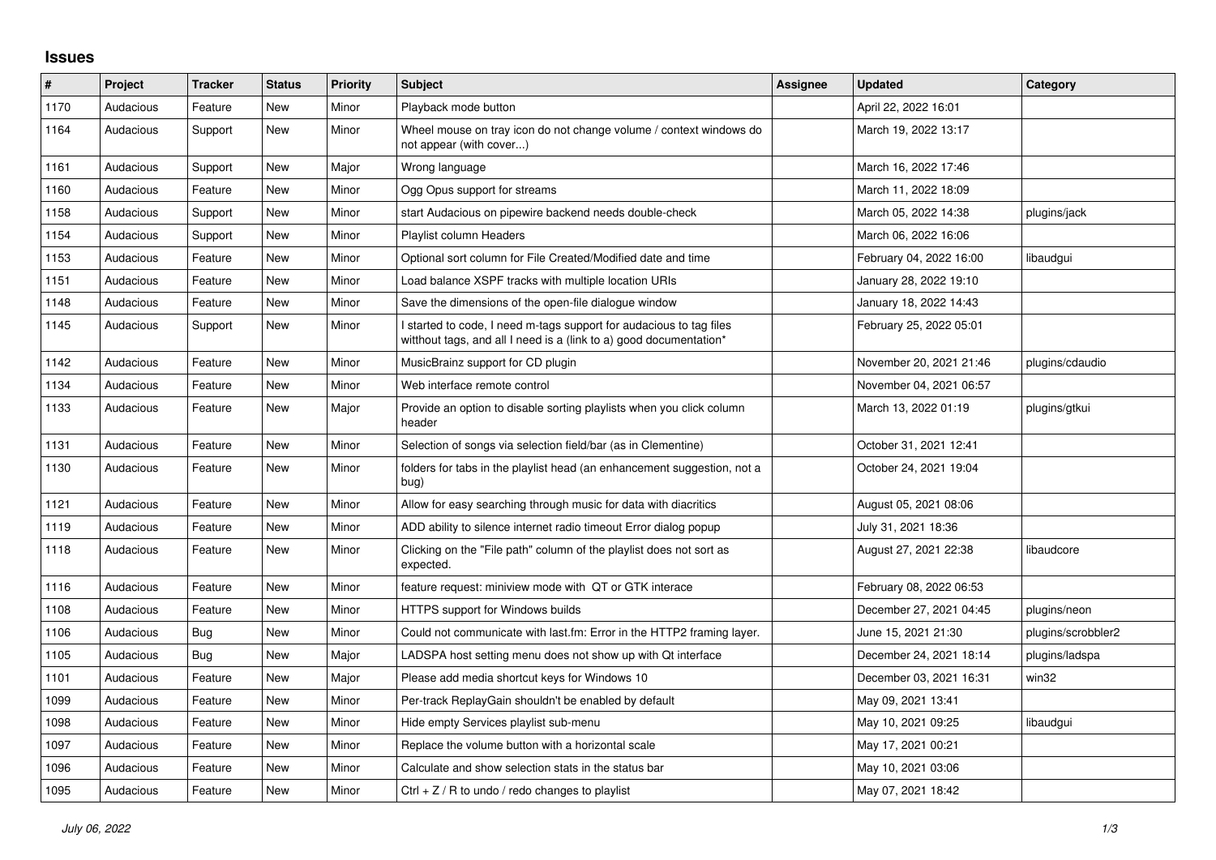## Issues

| # | Project | Tracker | Status | Priority | Subject | Assignee | Updated | Category |
|---|---|---|---|---|---|---|---|---|
| 1170 | Audacious | Feature | New | Minor | Playback mode button | | April 22, 2022 16:01 | |
| 1164 | Audacious | Support | New | Minor | Wheel mouse on tray icon do not change volume / context windows do not appear (with cover...) | | March 19, 2022 13:17 | |
| 1161 | Audacious | Support | New | Major | Wrong language | | March 16, 2022 17:46 | |
| 1160 | Audacious | Feature | New | Minor | Ogg Opus support for streams | | March 11, 2022 18:09 | |
| 1158 | Audacious | Support | New | Minor | start Audacious on pipewire backend needs double-check | | March 05, 2022 14:38 | plugins/jack |
| 1154 | Audacious | Support | New | Minor | Playlist column Headers | | March 06, 2022 16:06 | |
| 1153 | Audacious | Feature | New | Minor | Optional sort column for File Created/Modified date and time | | February 04, 2022 16:00 | libaudgui |
| 1151 | Audacious | Feature | New | Minor | Load balance XSPF tracks with multiple location URIs | | January 28, 2022 19:10 | |
| 1148 | Audacious | Feature | New | Minor | Save the dimensions of the open-file dialogue window | | January 18, 2022 14:43 | |
| 1145 | Audacious | Support | New | Minor | I started to code, I need m-tags support for audacious to tag files witthout tags, and all I need is a (link to a) good documentation* | | February 25, 2022 05:01 | |
| 1142 | Audacious | Feature | New | Minor | MusicBrainz support for CD plugin | | November 20, 2021 21:46 | plugins/cdaudio |
| 1134 | Audacious | Feature | New | Minor | Web interface remote control | | November 04, 2021 06:57 | |
| 1133 | Audacious | Feature | New | Major | Provide an option to disable sorting playlists when you click column header | | March 13, 2022 01:19 | plugins/gtkui |
| 1131 | Audacious | Feature | New | Minor | Selection of songs via selection field/bar (as in Clementine) | | October 31, 2021 12:41 | |
| 1130 | Audacious | Feature | New | Minor | folders for tabs in the playlist head (an enhancement suggestion, not a bug) | | October 24, 2021 19:04 | |
| 1121 | Audacious | Feature | New | Minor | Allow for easy searching through music for data with diacritics | | August 05, 2021 08:06 | |
| 1119 | Audacious | Feature | New | Minor | ADD ability to silence internet radio timeout Error dialog popup | | July 31, 2021 18:36 | |
| 1118 | Audacious | Feature | New | Minor | Clicking on the "File path" column of the playlist does not sort as expected. | | August 27, 2021 22:38 | libaudcore |
| 1116 | Audacious | Feature | New | Minor | feature request: miniview mode with QT or GTK interace | | February 08, 2022 06:53 | |
| 1108 | Audacious | Feature | New | Minor | HTTPS support for Windows builds | | December 27, 2021 04:45 | plugins/neon |
| 1106 | Audacious | Bug | New | Minor | Could not communicate with last.fm: Error in the HTTP2 framing layer. | | June 15, 2021 21:30 | plugins/scrobbler2 |
| 1105 | Audacious | Bug | New | Major | LADSPA host setting menu does not show up with Qt interface | | December 24, 2021 18:14 | plugins/ladspa |
| 1101 | Audacious | Feature | New | Major | Please add media shortcut keys for Windows 10 | | December 03, 2021 16:31 | win32 |
| 1099 | Audacious | Feature | New | Minor | Per-track ReplayGain shouldn't be enabled by default | | May 09, 2021 13:41 | |
| 1098 | Audacious | Feature | New | Minor | Hide empty Services playlist sub-menu | | May 10, 2021 09:25 | libaudgui |
| 1097 | Audacious | Feature | New | Minor | Replace the volume button with a horizontal scale | | May 17, 2021 00:21 | |
| 1096 | Audacious | Feature | New | Minor | Calculate and show selection stats in the status bar | | May 10, 2021 03:06 | |
| 1095 | Audacious | Feature | New | Minor | Ctrl + Z / R to undo / redo changes to playlist | | May 07, 2021 18:42 | |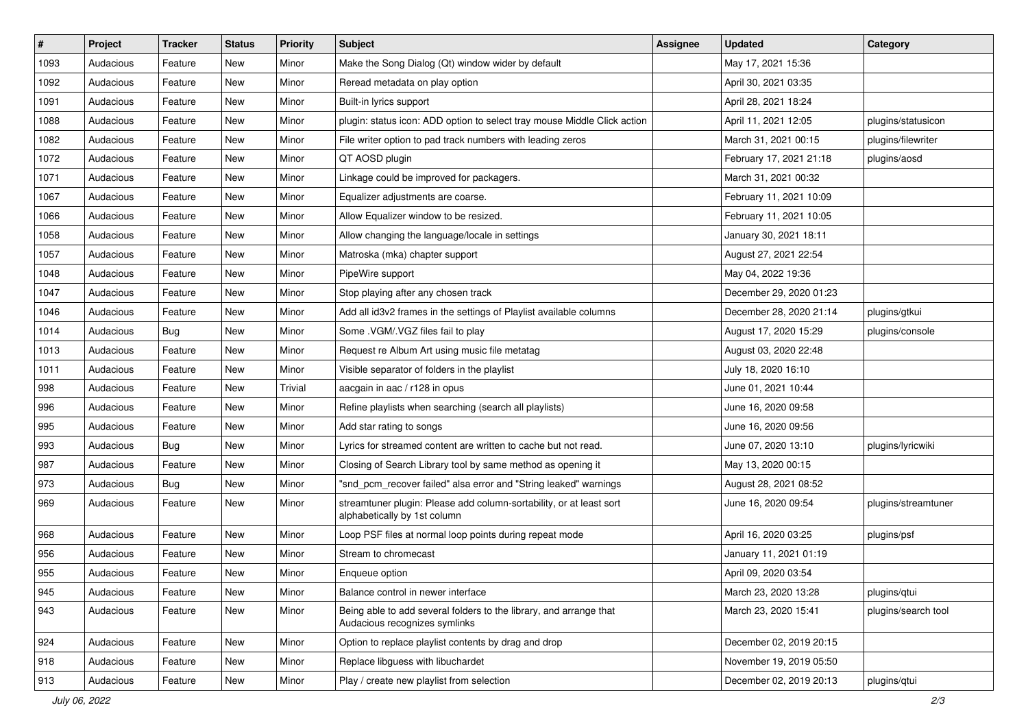| # | Project | Tracker | Status | Priority | Subject | Assignee | Updated | Category |
|---|---|---|---|---|---|---|---|---|
| 1093 | Audacious | Feature | New | Minor | Make the Song Dialog (Qt) window wider by default | | May 17, 2021 15:36 | |
| 1092 | Audacious | Feature | New | Minor | Reread metadata on play option | | April 30, 2021 03:35 | |
| 1091 | Audacious | Feature | New | Minor | Built-in lyrics support | | April 28, 2021 18:24 | |
| 1088 | Audacious | Feature | New | Minor | plugin: status icon: ADD option to select tray mouse Middle Click action | | April 11, 2021 12:05 | plugins/statusicon |
| 1082 | Audacious | Feature | New | Minor | File writer option to pad track numbers with leading zeros | | March 31, 2021 00:15 | plugins/filewriter |
| 1072 | Audacious | Feature | New | Minor | QT AOSD plugin | | February 17, 2021 21:18 | plugins/aosd |
| 1071 | Audacious | Feature | New | Minor | Linkage could be improved for packagers. | | March 31, 2021 00:32 | |
| 1067 | Audacious | Feature | New | Minor | Equalizer adjustments are coarse. | | February 11, 2021 10:09 | |
| 1066 | Audacious | Feature | New | Minor | Allow Equalizer window to be resized. | | February 11, 2021 10:05 | |
| 1058 | Audacious | Feature | New | Minor | Allow changing the language/locale in settings | | January 30, 2021 18:11 | |
| 1057 | Audacious | Feature | New | Minor | Matroska (mka) chapter support | | August 27, 2021 22:54 | |
| 1048 | Audacious | Feature | New | Minor | PipeWire support | | May 04, 2022 19:36 | |
| 1047 | Audacious | Feature | New | Minor | Stop playing after any chosen track | | December 29, 2020 01:23 | |
| 1046 | Audacious | Feature | New | Minor | Add all id3v2 frames in the settings of Playlist available columns | | December 28, 2020 21:14 | plugins/gtkui |
| 1014 | Audacious | Bug | New | Minor | Some .VGM/.VGZ files fail to play | | August 17, 2020 15:29 | plugins/console |
| 1013 | Audacious | Feature | New | Minor | Request re Album Art using music file metatag | | August 03, 2020 22:48 | |
| 1011 | Audacious | Feature | New | Minor | Visible separator of folders in the playlist | | July 18, 2020 16:10 | |
| 998 | Audacious | Feature | New | Trivial | aacgain in aac / r128 in opus | | June 01, 2021 10:44 | |
| 996 | Audacious | Feature | New | Minor | Refine playlists when searching (search all playlists) | | June 16, 2020 09:58 | |
| 995 | Audacious | Feature | New | Minor | Add star rating to songs | | June 16, 2020 09:56 | |
| 993 | Audacious | Bug | New | Minor | Lyrics for streamed content are written to cache but not read. | | June 07, 2020 13:10 | plugins/lyricwiki |
| 987 | Audacious | Feature | New | Minor | Closing of Search Library tool by same method as opening it | | May 13, 2020 00:15 | |
| 973 | Audacious | Bug | New | Minor | "snd_pcm_recover failed" alsa error and "String leaked" warnings | | August 28, 2021 08:52 | |
| 969 | Audacious | Feature | New | Minor | streamtuner plugin: Please add column-sortability, or at least sort alphabetically by 1st column | | June 16, 2020 09:54 | plugins/streamtuner |
| 968 | Audacious | Feature | New | Minor | Loop PSF files at normal loop points during repeat mode | | April 16, 2020 03:25 | plugins/psf |
| 956 | Audacious | Feature | New | Minor | Stream to chromecast | | January 11, 2021 01:19 | |
| 955 | Audacious | Feature | New | Minor | Enqueue option | | April 09, 2020 03:54 | |
| 945 | Audacious | Feature | New | Minor | Balance control in newer interface | | March 23, 2020 13:28 | plugins/qtui |
| 943 | Audacious | Feature | New | Minor | Being able to add several folders to the library, and arrange that Audacious recognizes symlinks | | March 23, 2020 15:41 | plugins/search tool |
| 924 | Audacious | Feature | New | Minor | Option to replace playlist contents by drag and drop | | December 02, 2019 20:15 | |
| 918 | Audacious | Feature | New | Minor | Replace libguess with libuchardet | | November 19, 2019 05:50 | |
| 913 | Audacious | Feature | New | Minor | Play / create new playlist from selection | | December 02, 2019 20:13 | plugins/qtui |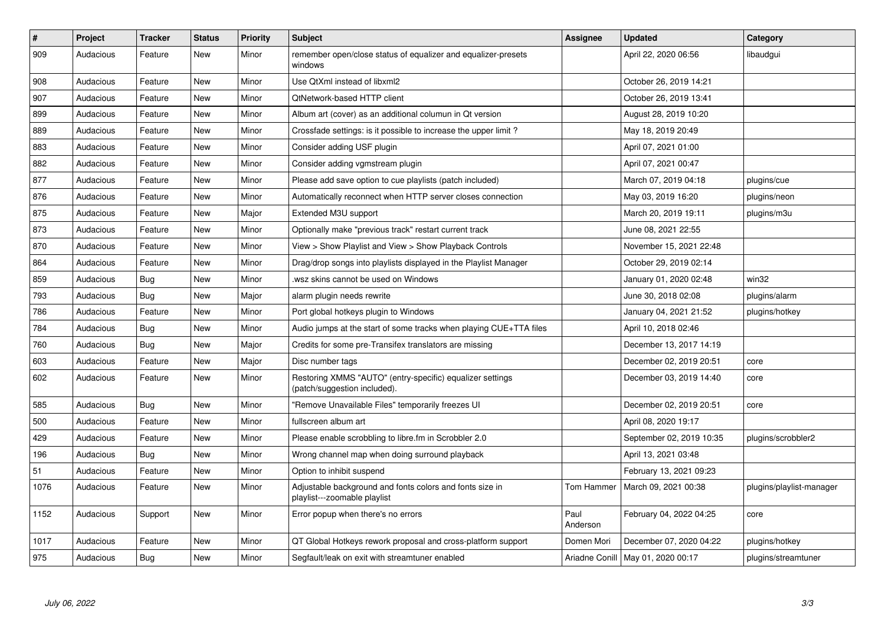| # | Project | Tracker | Status | Priority | Subject | Assignee | Updated | Category |
|---|---|---|---|---|---|---|---|---|
| 909 | Audacious | Feature | New | Minor | remember open/close status of equalizer and equalizer-presets windows | | April 22, 2020 06:56 | libaudgui |
| 908 | Audacious | Feature | New | Minor | Use QtXml instead of libxml2 | | October 26, 2019 14:21 | |
| 907 | Audacious | Feature | New | Minor | QtNetwork-based HTTP client | | October 26, 2019 13:41 | |
| 899 | Audacious | Feature | New | Minor | Album art (cover) as an additional columun in Qt version | | August 28, 2019 10:20 | |
| 889 | Audacious | Feature | New | Minor | Crossfade settings: is it possible to increase the upper limit ? | | May 18, 2019 20:49 | |
| 883 | Audacious | Feature | New | Minor | Consider adding USF plugin | | April 07, 2021 01:00 | |
| 882 | Audacious | Feature | New | Minor | Consider adding vgmstream plugin | | April 07, 2021 00:47 | |
| 877 | Audacious | Feature | New | Minor | Please add save option to cue playlists (patch included) | | March 07, 2019 04:18 | plugins/cue |
| 876 | Audacious | Feature | New | Minor | Automatically reconnect when HTTP server closes connection | | May 03, 2019 16:20 | plugins/neon |
| 875 | Audacious | Feature | New | Major | Extended M3U support | | March 20, 2019 19:11 | plugins/m3u |
| 873 | Audacious | Feature | New | Minor | Optionally make "previous track" restart current track | | June 08, 2021 22:55 | |
| 870 | Audacious | Feature | New | Minor | View > Show Playlist and View > Show Playback Controls | | November 15, 2021 22:48 | |
| 864 | Audacious | Feature | New | Minor | Drag/drop songs into playlists displayed in the Playlist Manager | | October 29, 2019 02:14 | |
| 859 | Audacious | Bug | New | Minor | .wsz skins cannot be used on Windows | | January 01, 2020 02:48 | win32 |
| 793 | Audacious | Bug | New | Major | alarm plugin needs rewrite | | June 30, 2018 02:08 | plugins/alarm |
| 786 | Audacious | Feature | New | Minor | Port global hotkeys plugin to Windows | | January 04, 2021 21:52 | plugins/hotkey |
| 784 | Audacious | Bug | New | Minor | Audio jumps at the start of some tracks when playing CUE+TTA files | | April 10, 2018 02:46 | |
| 760 | Audacious | Bug | New | Major | Credits for some pre-Transifex translators are missing | | December 13, 2017 14:19 | |
| 603 | Audacious | Feature | New | Major | Disc number tags | | December 02, 2019 20:51 | core |
| 602 | Audacious | Feature | New | Minor | Restoring XMMS "AUTO" (entry-specific) equalizer settings (patch/suggestion included). | | December 03, 2019 14:40 | core |
| 585 | Audacious | Bug | New | Minor | "Remove Unavailable Files" temporarily freezes UI | | December 02, 2019 20:51 | core |
| 500 | Audacious | Feature | New | Minor | fullscreen album art | | April 08, 2020 19:17 | |
| 429 | Audacious | Feature | New | Minor | Please enable scrobbling to libre.fm in Scrobbler 2.0 | | September 02, 2019 10:35 | plugins/scrobbler2 |
| 196 | Audacious | Bug | New | Minor | Wrong channel map when doing surround playback | | April 13, 2021 03:48 | |
| 51 | Audacious | Feature | New | Minor | Option to inhibit suspend | | February 13, 2021 09:23 | |
| 1076 | Audacious | Feature | New | Minor | Adjustable background and fonts colors and fonts size in playlist---zoomable playlist | Tom Hammer | March 09, 2021 00:38 | plugins/playlist-manager |
| 1152 | Audacious | Support | New | Minor | Error popup when there's no errors | Paul Anderson | February 04, 2022 04:25 | core |
| 1017 | Audacious | Feature | New | Minor | QT Global Hotkeys rework proposal and cross-platform support | Domen Mori | December 07, 2020 04:22 | plugins/hotkey |
| 975 | Audacious | Bug | New | Minor | Segfault/leak on exit with streamtuner enabled | Ariadne Conill | May 01, 2020 00:17 | plugins/streamtuner |

*July 06, 2022*